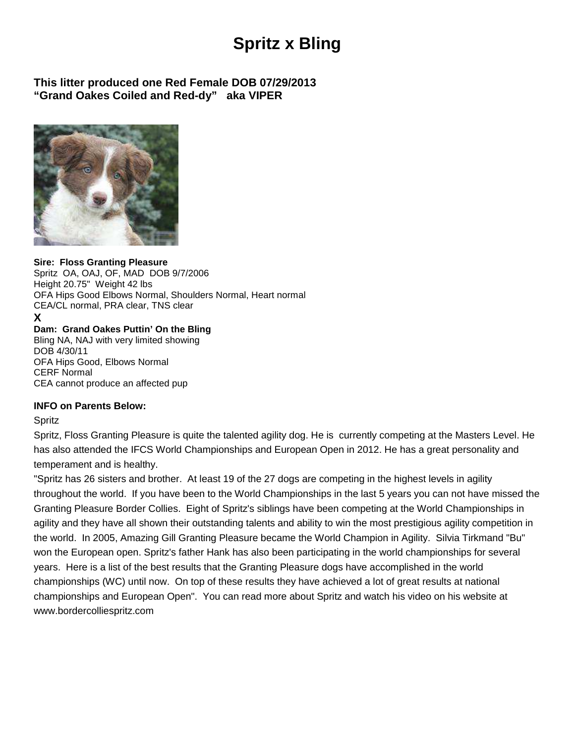# Spritz x Bling

**This litter produced one Red Female DOB 07/29/2013**
**"Grand Oakes Coiled and Red-dy" aka VIPER**

**Sire: Floss Granting Pleasure**
Spritz OA, OAJ, OF, MAD DOB 9/7/2006
Height 20.75" Weight 42 lbs
OFA Hips Good Elbows Normal, Shoulders Normal, Heart normal
CEA/CL normal, PRA clear, TNS clear

**X**

**Dam: Grand Oakes Puttin' On the Bling**
Bling NA, NAJ with very limited showing
DOB 4/30/11
OFA Hips Good, Elbows Normal
CERF Normal
CEA cannot produce an affected pup

**INFO on Parents Below:**

Spritz

Spritz, Floss Granting Pleasure is quite the talented agility dog. He is currently competing at the Masters Level. He has also attended the IFCS World Championships and European Open in 2012. He has a great personality and temperament and is healthy.

"Spritz has 26 sisters and brother. At least 19 of the 27 dogs are competing in the highest levels in agility throughout the world. If you have been to the World Championships in the last 5 years you can not have missed the Granting Pleasure Border Collies. Eight of Spritz's siblings have been competing at the World Championships in agility and they have all shown their outstanding talents and ability to win the most prestigious agility competition in the world. In 2005, Amazing Gill Granting Pleasure became the World Champion in Agility. Silvia Tirkmand "Bu" won the European open. Spritz's father Hank has also been participating in the world championships for several years. Here is a list of the best results that the Granting Pleasure dogs have accomplished in the world championships (WC) until now. On top of these results they have achieved a lot of great results at national championships and European Open". You can read more about Spritz and watch his video on his website at www.bordercolliespritz.com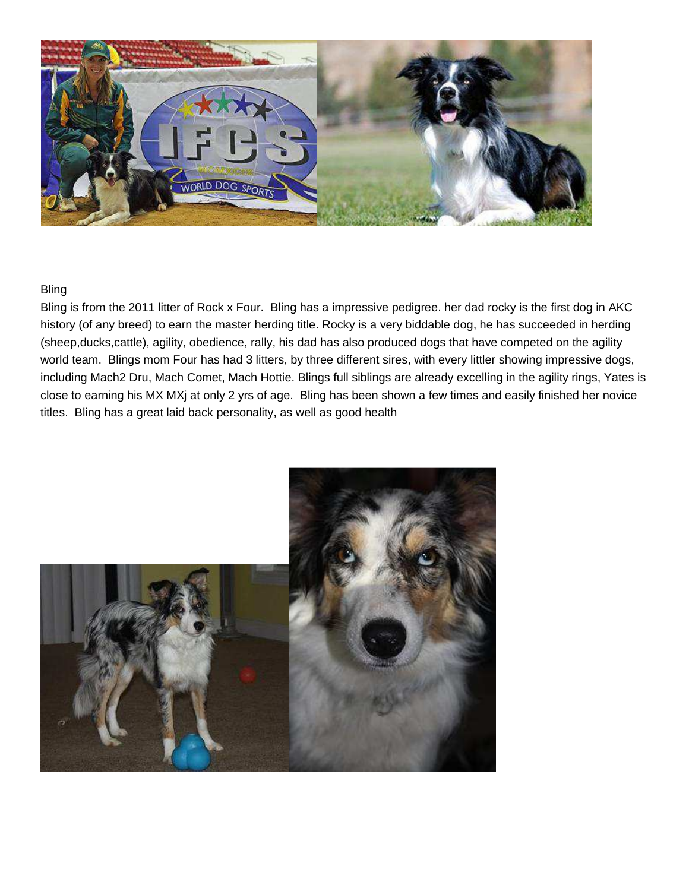Bling

Bling is from the 2011 litter of Rock x Four. Bling has a impressive pedigree. her dad rocky is the first dog in AKC history (of any breed) to earn the master herding title. Rocky is a very biddable dog, he has succeeded in herding (sheep,ducks,cattle), agility, obedience, rally, his dad has also produced dogs that have competed on the agility world team. Blings mom Four has had 3 litters, by three different sires, with every littler showing impressive dogs, including Mach2 Dru, Mach Comet, Mach Hottie. Blings full siblings are already excelling in the agility rings, Yates is close to earning his MX MXj at only 2 yrs of age. Bling has been shown a few times and easily finished her novice titles. Bling has a great laid back personality, as well as good health